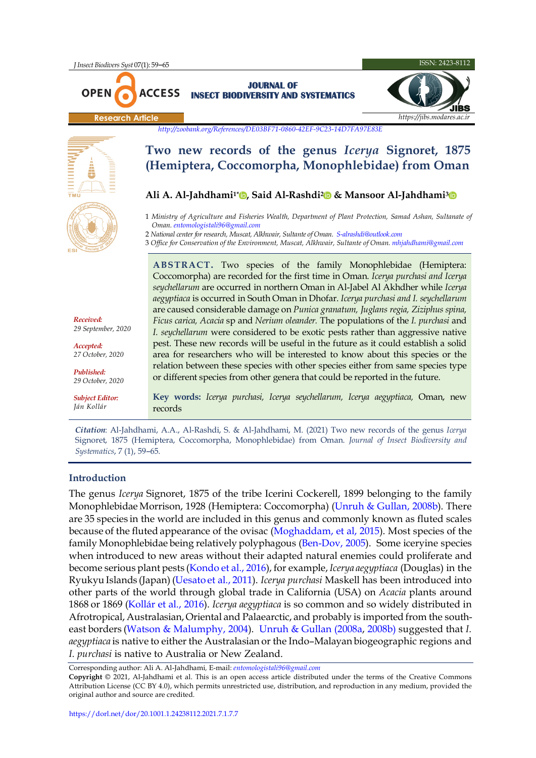Research Article

http://zoobank.org/References/DE03BF71-0860-42EF-9C23-14D7FA97E83E

# Two new records of the genus *Icerya* Signoret, 1875 (Hemiptera, Coccomorpha, Monophlebidae) from Oman

**Ali A. Al-Jahdhami[1*], Said Al-Rashdi[2] & Mansoor Al-Jahdhami[3]**

1 *Ministry of Agriculture and Fisheries Wealth, Department of Plant Protection, Samad Ashan, Sultanate of Oman.* *entomologistali96@gmail.com*

2 *National center for research, Muscat, Alkhwair, Sultante of Oman.* *S-alrashdi@outlook.com*

3 *Office for Conservation of the Environment, Muscat, Alkhwair, Sultante of Oman.* *mhjahdhami@gmail.com*

*Received:* 29 September, 2020

*Accepted:* 27 October, 2020

*Published:* 29 October, 2020

*Subject Editor:* Ján Kollár

**ABSTRACT.** Two species of the family Monophlebidae (Hemiptera: Coccomorpha) are recorded for the first time in Oman. *Icerya purchasi and Icerya seychellarum* are occurred in northern Oman in Al-Jabel Al Akhdher while *Icerya aegyptiaca* is occurred in South Oman in Dhofar. *Icerya purchasi and I. seychellarum* are caused considerable damage on *Punica granatum, Juglans regia, Ziziphus spina, Ficus carica, Acacia* sp and *Nerium oleander.* The populations of the *I. purchasi* and *I. seychellarum* were considered to be exotic pests rather than aggressive native pest. These new records will be useful in the future as it could establish a solid area for researchers who will be interested to know about this species or the relation between these species with other species either from same species type or different species from other genera that could be reported in the future.

**Key words:** *Icerya purchasi, Icerya seychellarum, Icerya aegyptiaca,* Oman, new records

***Citation***: Al-Jahdhami, A.A., Al-Rashdi, S. & Al-Jahdhami, M. (2021) Two new records of the genus *Icerya* Signoret, 1875 (Hemiptera, Coccomorpha, Monophlebidae) from Oman. *Journal of Insect Biodiversity and Systematics*, 7 (1), 59–65.

## Introduction

The genus *Icerya* Signoret, 1875 of the tribe Icerini Cockerell, 1899 belonging to the family Monophlebidae Morrison, 1928 (Hemiptera: Coccomorpha) (Unruh & Gullan, 2008b). There are 35 species in the world are included in this genus and commonly known as fluted scales because of the fluted appearance of the ovisac (Moghaddam, et al, 2015). Most species of the family Monophlebidae being relatively polyphagous (Ben-Dov, 2005). Some iceryine species when introduced to new areas without their adapted natural enemies could proliferate and become serious plant pests (Kondo et al., 2016), for example, *Icerya aegyptiaca* (Douglas) in the Ryukyu Islands (Japan) (Uesato et al., 2011). *Icerya purchasi* Maskell has been introduced into other parts of the world through global trade in California (USA) on *Acacia* plants around 1868 or 1869 (Kollár et al., 2016). *Icerya aegyptiaca* is so common and so widely distributed in Afrotropical, Australasian, Oriental and Palaearctic, and probably is imported from the south-east borders (Watson & Malumphy, 2004). Unruh & Gullan (2008a, 2008b) suggested that *I. aegyptiaca* is native to either the Australasian or the Indo–Malayan biogeographic regions and *I. purchasi* is native to Australia or New Zealand.

Corresponding author: Ali A. Al-Jahdhami, E-mail: *entomologistali96@gmail.com*

**Copyright** © 2021, Al-Jahdhami et al. This is an open access article distributed under the terms of the Creative Commons Attribution License (CC BY 4.0), which permits unrestricted use, distribution, and reproduction in any medium, provided the original author and source are credited.

https://dorl.net/dor/20.1001.1.24238112.2021.7.1.7.7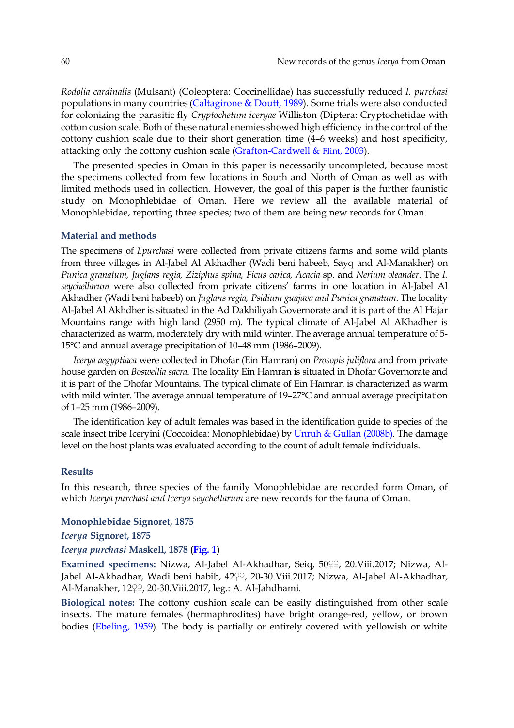*Rodolia cardinalis* (Mulsant) (Coleoptera: Coccinellidae) has successfully reduced *I. purchasi* populations in many countries (Caltagirone & Doutt, 1989). Some trials were also conducted for colonizing the parasitic fly *Cryptochetum iceryae* Williston (Diptera: Cryptochetidae with cotton cusion scale. Both of these natural enemies showed high efficiency in the control of the cottony cushion scale due to their short generation time (4–6 weeks) and host specificity, attacking only the cottony cushion scale (Grafton-Cardwell & Flint, 2003).

The presented species in Oman in this paper is necessarily uncompleted, because most the specimens collected from few locations in South and North of Oman as well as with limited methods used in collection. However, the goal of this paper is the further faunistic study on Monophlebidae of Oman. Here we review all the available material of Monophlebidae, reporting three species; two of them are being new records for Oman.

## Material and methods

The specimens of *I.purchasi* were collected from private citizens farms and some wild plants from three villages in Al-Jabel Al Akhadher (Wadi beni habeeb, Sayq and Al-Manakher) on *Punica granatum, Juglans regia, Ziziphus spina, Ficus carica, Acacia* sp. and *Nerium oleander*. The *I. seychellarum* were also collected from private citizens' farms in one location in Al-Jabel Al Akhadher (Wadi beni habeeb) on *Juglans regia, Psidium guajava and Punica granatum*. The locality Al-Jabel Al Akhdher is situated in the Ad Dakhiliyah Governorate and it is part of the Al Hajar Mountains range with high land (2950 m). The typical climate of Al-Jabel Al AKhadher is characterized as warm, moderately dry with mild winter. The average annual temperature of 5-15°C and annual average precipitation of 10–48 mm (1986–2009).

*Icerya aegyptiaca* were collected in Dhofar (Ein Hamran) on *Prosopis juliflora* and from private house garden on *Boswellia sacra*. The locality Ein Hamran is situated in Dhofar Governorate and it is part of the Dhofar Mountains. The typical climate of Ein Hamran is characterized as warm with mild winter. The average annual temperature of 19–27°C and annual average precipitation of 1–25 mm (1986–2009).

The identification key of adult females was based in the identification guide to species of the scale insect tribe Iceryini (Coccoidea: Monophlebidae) by Unruh & Gullan (2008b). The damage level on the host plants was evaluated according to the count of adult female individuals.

## Results

In this research, three species of the family Monophlebidae are recorded form Oman**,** of which *Icerya purchasi and Icerya seychellarum* are new records for the fauna of Oman.

### Monophlebidae Signoret, 1875

#### *Icerya* Signoret, 1875

#### *Icerya purchasi* Maskell, 1878 (Fig. 1)

**Examined specimens:** Nizwa, Al-Jabel Al-Akhadhar, Seiq, 50♀♀, 20.Viii.2017; Nizwa, Al-Jabel Al-Akhadhar, Wadi beni habib, 42♀♀, 20-30.Viii.2017; Nizwa, Al-Jabel Al-Akhadhar, Al-Manakher, 12♀♀, 20-30.Viii.2017, leg.: A. Al-Jahdhami.

**Biological notes:** The cottony cushion scale can be easily distinguished from other scale insects. The mature females (hermaphrodites) have bright orange-red, yellow, or brown bodies (Ebeling, 1959). The body is partially or entirely covered with yellowish or white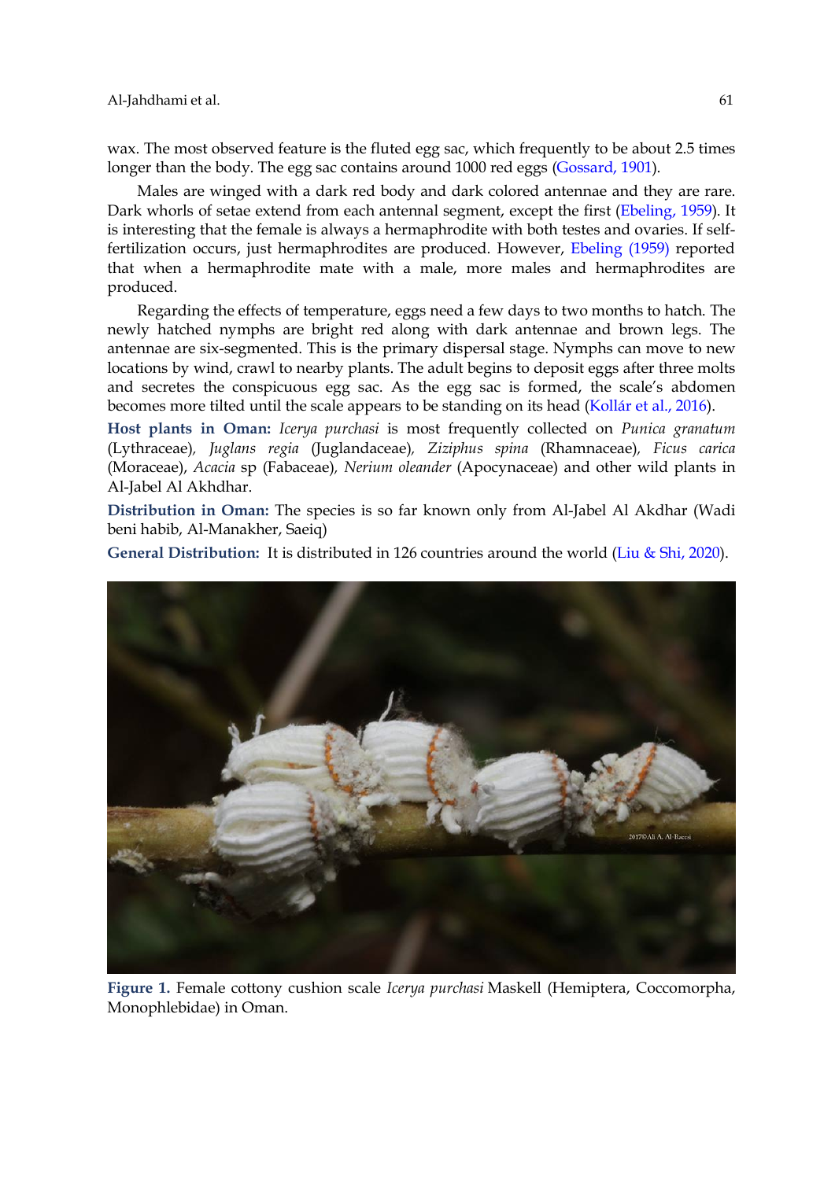wax. The most observed feature is the fluted egg sac, which frequently to be about 2.5 times longer than the body. The egg sac contains around 1000 red eggs (Gossard, 1901).

Males are winged with a dark red body and dark colored antennae and they are rare. Dark whorls of setae extend from each antennal segment, except the first (Ebeling, 1959). It is interesting that the female is always a hermaphrodite with both testes and ovaries. If self-fertilization occurs, just hermaphrodites are produced. However, Ebeling (1959) reported that when a hermaphrodite mate with a male, more males and hermaphrodites are produced.

Regarding the effects of temperature, eggs need a few days to two months to hatch. The newly hatched nymphs are bright red along with dark antennae and brown legs. The antennae are six-segmented. This is the primary dispersal stage. Nymphs can move to new locations by wind, crawl to nearby plants. The adult begins to deposit eggs after three molts and secretes the conspicuous egg sac. As the egg sac is formed, the scale's abdomen becomes more tilted until the scale appears to be standing on its head (Kollár et al., 2016).

**Host plants in Oman:** *Icerya purchasi* is most frequently collected on *Punica granatum* (Lythraceae), *Juglans regia* (Juglandaceae), *Ziziphus spina* (Rhamnaceae), *Ficus carica* (Moraceae), *Acacia* sp (Fabaceae), *Nerium oleander* (Apocynaceae) and other wild plants in Al-Jabel Al Akhdhar.

**Distribution in Oman:** The species is so far known only from Al-Jabel Al Akdhar (Wadi beni habib, Al-Manakher, Saeiq)

**General Distribution:** It is distributed in 126 countries around the world (Liu & Shi, 2020).

**Figure 1.** Female cottony cushion scale *Icerya purchasi* Maskell (Hemiptera, Coccomorpha, Monophlebidae) in Oman.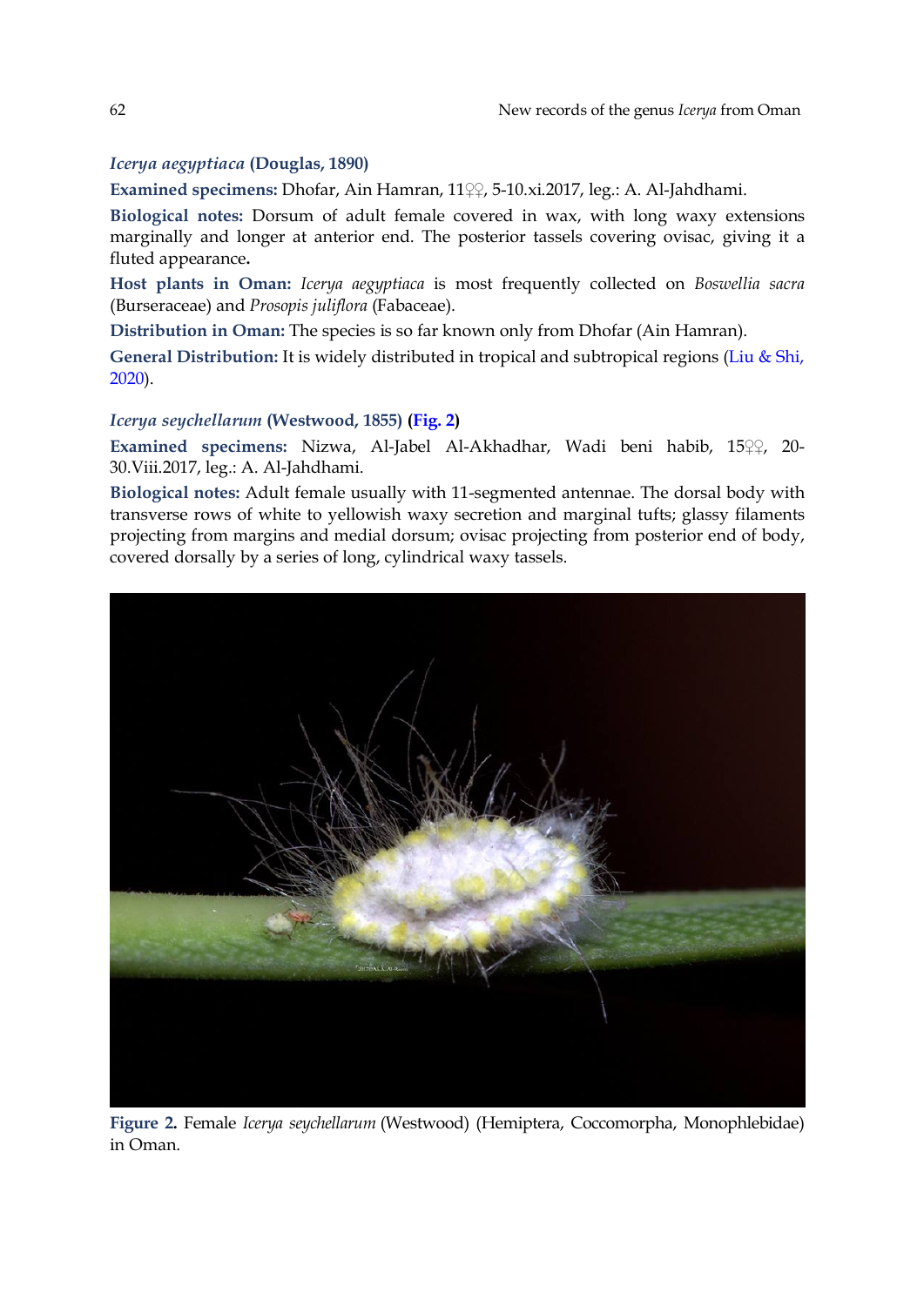### *Icerya aegyptiaca* (Douglas, 1890)

**Examined specimens:** Dhofar, Ain Hamran, 11♀♀, 5-10.xi.2017, leg.: A. Al-Jahdhami.

**Biological notes:** Dorsum of adult female covered in wax, with long waxy extensions marginally and longer at anterior end. The posterior tassels covering ovisac, giving it a fluted appearance**.**

**Host plants in Oman:** *Icerya aegyptiaca* is most frequently collected on *Boswellia sacra* (Burseraceae) and *Prosopis juliflora* (Fabaceae).

**Distribution in Oman:** The species is so far known only from Dhofar (Ain Hamran).

**General Distribution:** It is widely distributed in tropical and subtropical regions (Liu & Shi, 2020).

### *Icerya seychellarum* (Westwood, 1855) (Fig. 2)

**Examined specimens:** Nizwa, Al-Jabel Al-Akhadhar, Wadi beni habib, 15♀♀, 20-30.Viii.2017, leg.: A. Al-Jahdhami.

**Biological notes:** Adult female usually with 11-segmented antennae. The dorsal body with transverse rows of white to yellowish waxy secretion and marginal tufts; glassy filaments projecting from margins and medial dorsum; ovisac projecting from posterior end of body, covered dorsally by a series of long, cylindrical waxy tassels.

**Figure 2.** Female *Icerya seychellarum* (Westwood) (Hemiptera, Coccomorpha, Monophlebidae) in Oman.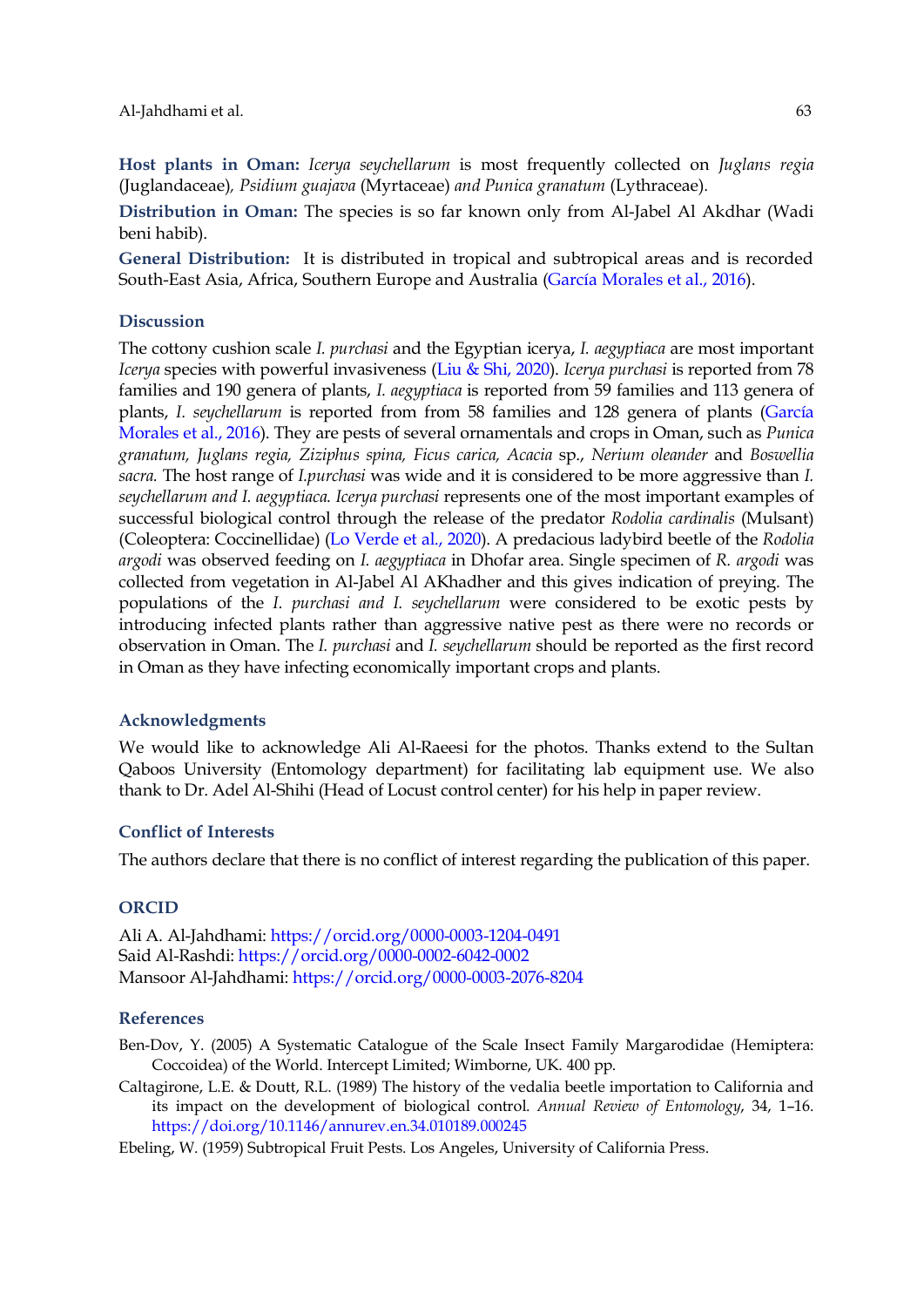**Host plants in Oman:** *Icerya seychellarum* is most frequently collected on *Juglans regia* (Juglandaceae)*, Psidium guajava* (Myrtaceae) *and Punica granatum* (Lythraceae).

**Distribution in Oman:** The species is so far known only from Al-Jabel Al Akdhar (Wadi beni habib).

**General Distribution:** It is distributed in tropical and subtropical areas and is recorded South-East Asia, Africa, Southern Europe and Australia (García Morales et al., 2016).

## Discussion

The cottony cushion scale *I. purchasi* and the Egyptian icerya, *I. aegyptiaca* are most important *Icerya* species with powerful invasiveness (Liu & Shi, 2020). *Icerya purchasi* is reported from 78 families and 190 genera of plants, *I. aegyptiaca* is reported from 59 families and 113 genera of plants, *I. seychellarum* is reported from from 58 families and 128 genera of plants (García Morales et al., 2016). They are pests of several ornamentals and crops in Oman, such as *Punica granatum, Juglans regia, Ziziphus spina, Ficus carica, Acacia* sp., *Nerium oleander* and *Boswellia sacra.* The host range of *I.purchasi* was wide and it is considered to be more aggressive than *I. seychellarum and I. aegyptiaca. Icerya purchasi* represents one of the most important examples of successful biological control through the release of the predator *Rodolia cardinalis* (Mulsant) (Coleoptera: Coccinellidae) (Lo Verde et al., 2020). A predacious ladybird beetle of the *Rodolia argodi* was observed feeding on *I. aegyptiaca* in Dhofar area. Single specimen of *R. argodi* was collected from vegetation in Al-Jabel Al AKhadher and this gives indication of preying. The populations of the *I. purchasi and I. seychellarum* were considered to be exotic pests by introducing infected plants rather than aggressive native pest as there were no records or observation in Oman. The *I. purchasi* and *I. seychellarum* should be reported as the first record in Oman as they have infecting economically important crops and plants.

## Acknowledgments

We would like to acknowledge Ali Al-Raeesi for the photos. Thanks extend to the Sultan Qaboos University (Entomology department) for facilitating lab equipment use. We also thank to Dr. Adel Al-Shihi (Head of Locust control center) for his help in paper review.

## Conflict of Interests

The authors declare that there is no conflict of interest regarding the publication of this paper.

## ORCID

Ali A. Al-Jahdhami: https://orcid.org/0000-0003-1204-0491
Said Al-Rashdi: https://orcid.org/0000-0002-6042-0002
Mansoor Al-Jahdhami: https://orcid.org/0000-0003-2076-8204

## References

Ben-Dov, Y. (2005) A Systematic Catalogue of the Scale Insect Family Margarodidae (Hemiptera: Coccoidea) of the World. Intercept Limited; Wimborne, UK. 400 pp.

Caltagirone, L.E. & Doutt, R.L. (1989) The history of the vedalia beetle importation to California and its impact on the development of biological control. *Annual Review of Entomology*, 34, 1–16. https://doi.org/10.1146/annurev.en.34.010189.000245

Ebeling, W. (1959) Subtropical Fruit Pests. Los Angeles, University of California Press.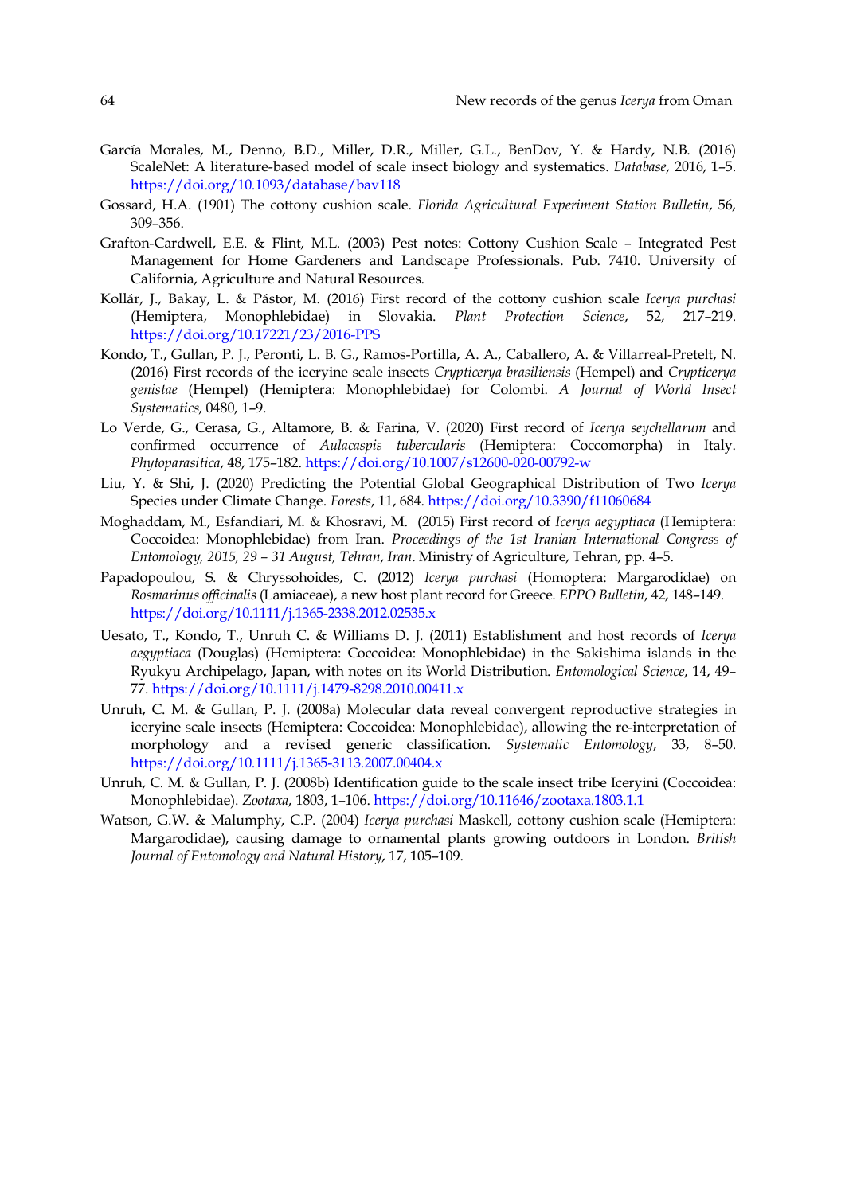García Morales, M., Denno, B.D., Miller, D.R., Miller, G.L., BenDov, Y. & Hardy, N.B. (2016) ScaleNet: A literature-based model of scale insect biology and systematics. *Database*, 2016, 1–5. https://doi.org/10.1093/database/bav118

Gossard, H.A. (1901) The cottony cushion scale. *Florida Agricultural Experiment Station Bulletin*, 56, 309–356.

Grafton-Cardwell, E.E. & Flint, M.L. (2003) Pest notes: Cottony Cushion Scale – Integrated Pest Management for Home Gardeners and Landscape Professionals. Pub. 7410. University of California, Agriculture and Natural Resources.

Kollár, J., Bakay, L. & Pástor, M. (2016) First record of the cottony cushion scale *Icerya purchasi* (Hemiptera, Monophlebidae) in Slovakia. *Plant Protection Science*, 52, 217–219. https://doi.org/10.17221/23/2016-PPS

Kondo, T., Gullan, P. J., Peronti, L. B. G., Ramos-Portilla, A. A., Caballero, A. & Villarreal-Pretelt, N. (2016) First records of the iceryine scale insects *Crypticerya brasiliensis* (Hempel) and *Crypticerya genistae* (Hempel) (Hemiptera: Monophlebidae) for Colombi. *A Journal of World Insect Systematics*, 0480, 1–9.

Lo Verde, G., Cerasa, G., Altamore, B. & Farina, V. (2020) First record of *Icerya seychellarum* and confirmed occurrence of *Aulacaspis tubercularis* (Hemiptera: Coccomorpha) in Italy. *Phytoparasitica*, 48, 175–182. https://doi.org/10.1007/s12600-020-00792-w

Liu, Y. & Shi, J. (2020) Predicting the Potential Global Geographical Distribution of Two *Icerya* Species under Climate Change. *Forests*, 11, 684. https://doi.org/10.3390/f11060684

Moghaddam, M., Esfandiari, M. & Khosravi, M. (2015) First record of *Icerya aegyptiaca* (Hemiptera: Coccoidea: Monophlebidae) from Iran. *Proceedings of the 1st Iranian International Congress of Entomology, 2015, 29 – 31 August, Tehran*, *Iran*. Ministry of Agriculture, Tehran, pp. 4–5.

Papadopoulou, S. & Chryssohoides, C. (2012) *Icerya purchasi* (Homoptera: Margarodidae) on *Rosmarinus officinalis* (Lamiaceae), a new host plant record for Greece. *EPPO Bulletin*, 42, 148–149. https://doi.org/10.1111/j.1365-2338.2012.02535.x

Uesato, T., Kondo, T., Unruh C. & Williams D. J. (2011) Establishment and host records of *Icerya aegyptiaca* (Douglas) (Hemiptera: Coccoidea: Monophlebidae) in the Sakishima islands in the Ryukyu Archipelago, Japan, with notes on its World Distribution. *Entomological Science*, 14, 49–77. https://doi.org/10.1111/j.1479-8298.2010.00411.x

Unruh, C. M. & Gullan, P. J. (2008a) Molecular data reveal convergent reproductive strategies in iceryine scale insects (Hemiptera: Coccoidea: Monophlebidae), allowing the re-interpretation of morphology and a revised generic classification. *Systematic Entomology*, 33, 8–50. https://doi.org/10.1111/j.1365-3113.2007.00404.x

Unruh, C. M. & Gullan, P. J. (2008b) Identification guide to the scale insect tribe Iceryini (Coccoidea: Monophlebidae). *Zootaxa*, 1803, 1–106. https://doi.org/10.11646/zootaxa.1803.1.1

Watson, G.W. & Malumphy, C.P. (2004) *Icerya purchasi* Maskell, cottony cushion scale (Hemiptera: Margarodidae), causing damage to ornamental plants growing outdoors in London. *British Journal of Entomology and Natural History*, 17, 105–109.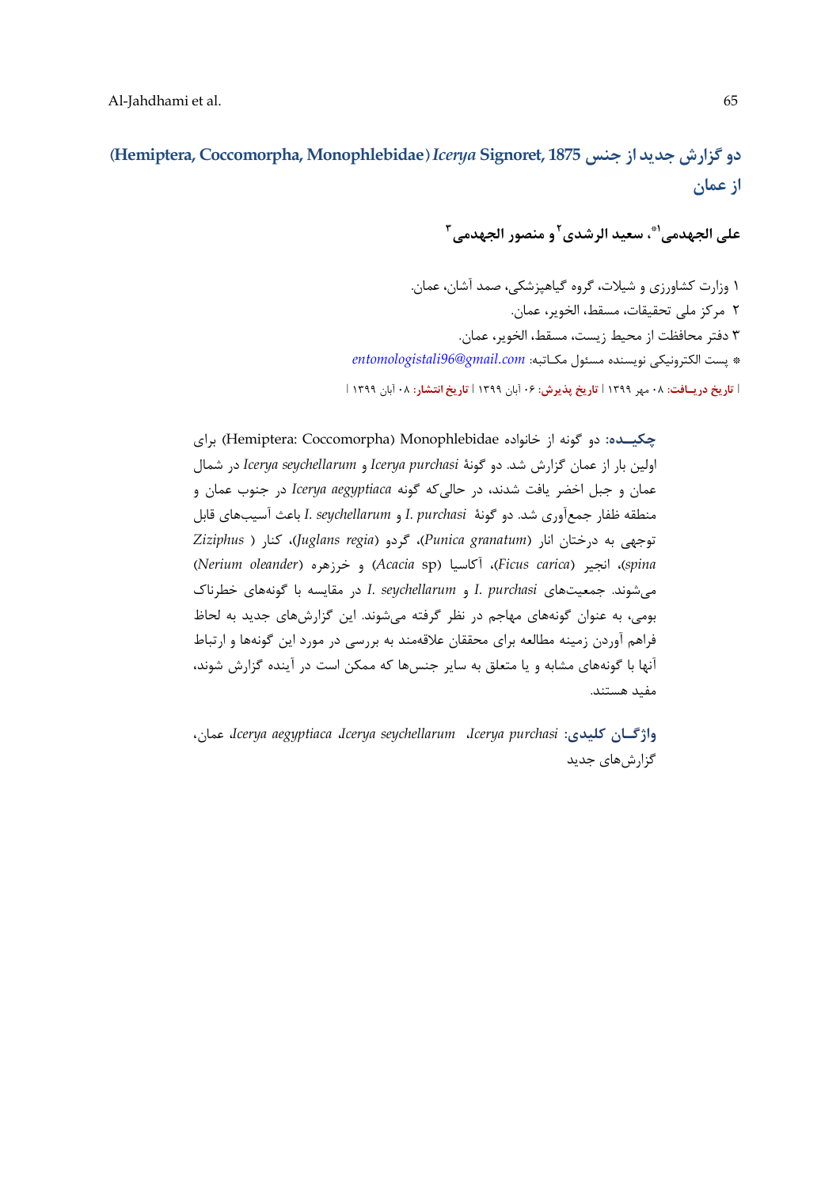## دو گزارش جدید از جنس *Icerya* Signoret, 1875 (Hemiptera, Coccomorpha, Monophlebidae) از عمان

**علی الجهدمی[1*]، سعید الرشدی[2] و منصور الجهدمی[3]**

۱ وزارت کشاورزی و شیلات، گروه گیاهپزشکی، صمد آشان، عمان.
۲ مرکز ملی تحقیقات، مسقط، الخویر، عمان.
۳ دفتر محافظت از محیط زیست، مسقط، الخویر، عمان.
* پست الکترونیکی نویسنده مسئول مکاتبه: entomologistali96@gmail.com

| **تاریخ دریافت:** ۰۸ مهر ۱۳۹۹ | **تاریخ پذیرش:** ۰۶ آبان ۱۳۹۹ | **تاریخ انتشار:** ۰۸ آبان ۱۳۹۹ |

**چکیده:** دو گونه از خانواده Monophlebidae (Hemiptera: Coccomorpha) برای اولین بار از عمان گزارش شد. دو گونهٔ *Icerya purchasi* و *Icerya seychellarum* در شمال عمان و جبل اخضر یافت شدند، در حالی‌که گونه *Icerya aegyptiaca* در جنوب عمان و منطقه ظفار جمع‌آوری شد. دو گونهٔ *I. purchasi* و *I. seychellarum* باعث آسیب‌های قابل توجهی به درختان انار (*Punica granatum*)، گردو (*Juglans regia*)، کنار (*Ziziphus spina*)، انجیر (*Ficus carica*)، آکاسیا (*Acacia* sp) و خرزهره (*Nerium oleander*) می‌شوند. جمعیت‌های *I. purchasi* و *I. seychellarum* در مقایسه با گونه‌های خطرناک بومی، به عنوان گونه‌های مهاجم در نظر گرفته می‌شوند. این گزارش‌های جدید به لحاظ فراهم آوردن زمینه مطالعه برای محققان علاقه‌مند به بررسی در مورد این گونه‌ها و ارتباط آنها با گونه‌های مشابه و یا متعلق به سایر جنس‌ها که ممکن است در آینده گزارش شوند، مفید هستند.

**واژگـان کلیدی:** *Icerya purchasi*، *Icerya seychellarum*، *Icerya aegyptiaca*، عمان، گزارش‌های جدید